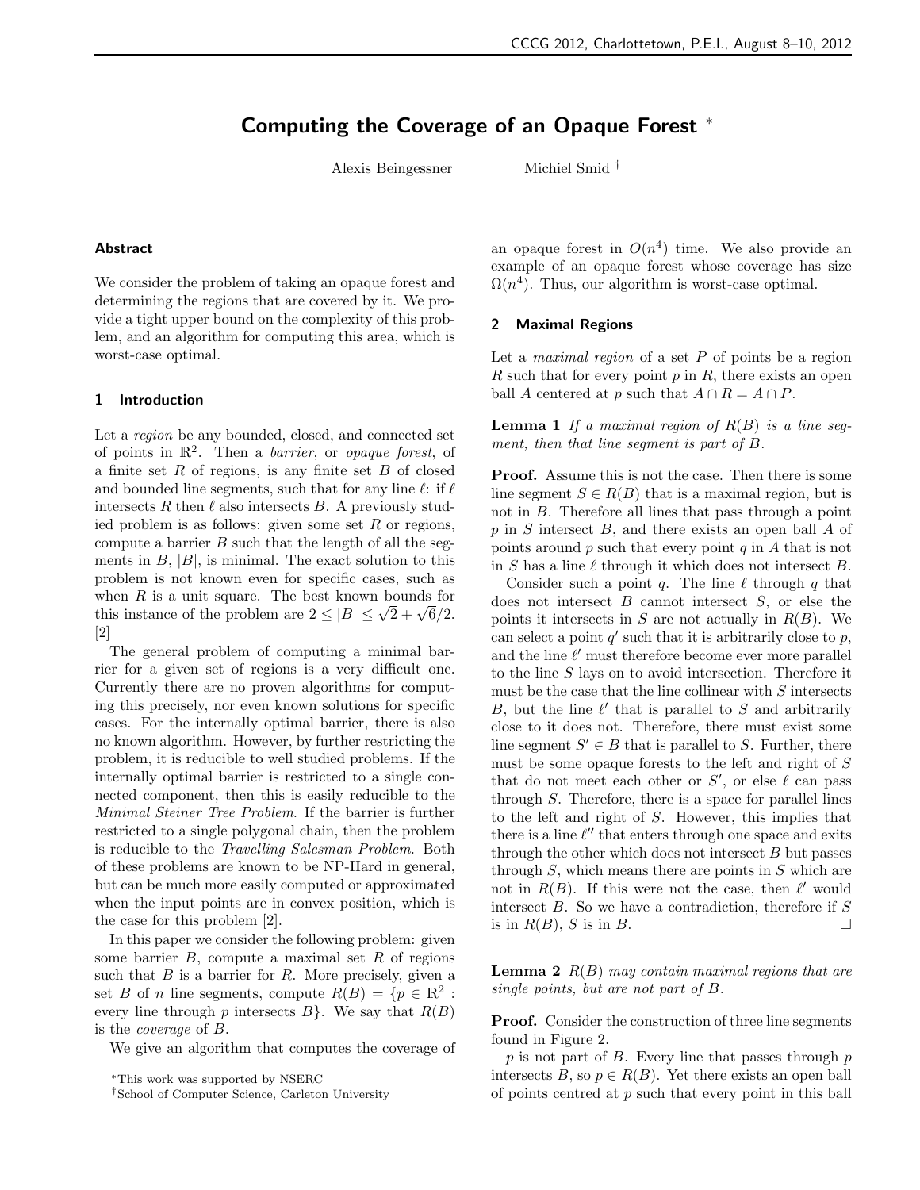# Computing the Coverage of an Opaque Forest *

Alexis Beingessner Michiel Smid †

## Abstract

We consider the problem of taking an opaque forest and determining the regions that are covered by it. We provide a tight upper bound on the complexity of this problem, and an algorithm for computing this area, which is worst-case optimal.

## 1 Introduction

Let a *region* be any bounded, closed, and connected set of points in $\mathbb{R}^2$. Then a *barrier*, or *opaque forest*, of a finite set $R$ of regions, is any finite set $B$ of closed and bounded line segments, such that for any line $\ell$: if $\ell$ intersects $R$ then $\ell$ also intersects $B$. A previously studied problem is as follows: given some set $R$ or regions, compute a barrier $B$ such that the length of all the segments in $B$, $|B|$, is minimal. The exact solution to this problem is not known even for specific cases, such as when $R$ is a unit square. The best known bounds for this instance of the problem are $2 \leq |B| \leq \sqrt{2} + \sqrt{6}/2$. [2]

The general problem of computing a minimal barrier for a given set of regions is a very difficult one. Currently there are no proven algorithms for computing this precisely, nor even known solutions for specific cases. For the internally optimal barrier, there is also no known algorithm. However, by further restricting the problem, it is reducible to well studied problems. If the internally optimal barrier is restricted to a single connected component, then this is easily reducible to the *Minimal Steiner Tree Problem*. If the barrier is further restricted to a single polygonal chain, then the problem is reducible to the *Travelling Salesman Problem*. Both of these problems are known to be NP-Hard in general, but can be much more easily computed or approximated when the input points are in convex position, which is the case for this problem [2].

In this paper we consider the following problem: given some barrier $B$, compute a maximal set $R$ of regions such that $B$ is a barrier for $R$. More precisely, given a set $B$ of $n$ line segments, compute $R(B) = \{p \in \mathbb{R}^2 :$ every line through $p$ intersects $B\}$. We say that $R(B)$ is the *coverage* of $B$.

We give an algorithm that computes the coverage of an opaque forest in $O(n^4)$ time. We also provide an example of an opaque forest whose coverage has size $\Omega(n^4)$. Thus, our algorithm is worst-case optimal.

*This work was supported by NSERC

†School of Computer Science, Carleton University

## 2 Maximal Regions

Let a *maximal region* of a set $P$ of points be a region $R$ such that for every point $p$ in $R$, there exists an open ball $A$ centered at $p$ such that $A \cap R = A \cap P$.

**Lemma 1** *If a maximal region of $R(B)$ is a line segment, then that line segment is part of $B$.*

**Proof.** Assume this is not the case. Then there is some line segment $S \in R(B)$ that is a maximal region, but is not in $B$. Therefore all lines that pass through a point $p$ in $S$ intersect $B$, and there exists an open ball $A$ of points around $p$ such that every point $q$ in $A$ that is not in $S$ has a line $\ell$ through it which does not intersect $B$.

Consider such a point $q$. The line $\ell$ through $q$ that does not intersect $B$ cannot intersect $S$, or else the points it intersects in $S$ are not actually in $R(B)$. We can select a point $q'$ such that it is arbitrarily close to $p$, and the line $\ell'$ must therefore become ever more parallel to the line $S$ lays on to avoid intersection. Therefore it must be the case that the line collinear with $S$ intersects $B$, but the line $\ell'$ that is parallel to $S$ and arbitrarily close to it does not. Therefore, there must exist some line segment $S' \in B$ that is parallel to $S$. Further, there must be some opaque forests to the left and right of $S$ that do not meet each other or $S'$, or else $\ell$ can pass through $S$. Therefore, there is a space for parallel lines to the left and right of $S$. However, this implies that there is a line $\ell''$ that enters through one space and exits through the other which does not intersect $B$ but passes through $S$, which means there are points in $S$ which are not in $R(B)$. If this were not the case, then $\ell'$ would intersect $B$. So we have a contradiction, therefore if $S$ is in $R(B)$, $S$ is in $B$. □

**Lemma 2** *$R(B)$ may contain maximal regions that are single points, but are not part of $B$.*

**Proof.** Consider the construction of three line segments found in Figure 2.

$p$ is not part of $B$. Every line that passes through $p$ intersects $B$, so $p \in R(B)$. Yet there exists an open ball of points centred at $p$ such that every point in this ball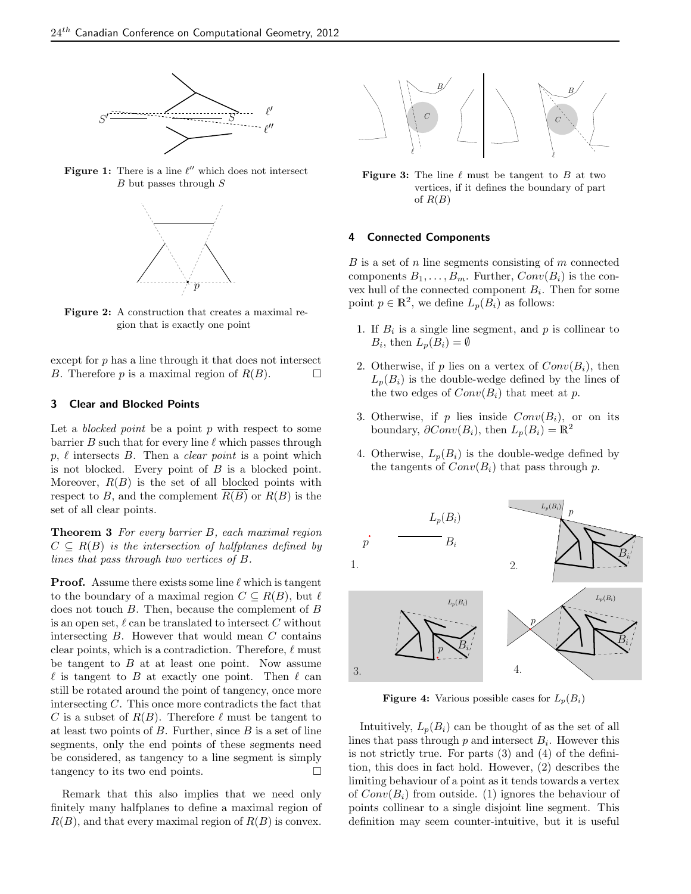**Figure 1:** There is a line $\ell''$ which does not intersect $B$ but passes through $S$

**Figure 2:** A construction that creates a maximal region that is exactly one point

except for $p$ has a line through it that does not intersect $B$. Therefore $p$ is a maximal region of $R(B)$. □

## 3 Clear and Blocked Points

Let a *blocked point* be a point $p$ with respect to some barrier $B$ such that for every line $\ell$ which passes through $p$, $\ell$ intersects $B$. Then a *clear point* is a point which is not blocked. Every point of $B$ is a blocked point. Moreover, $R(B)$ is the set of all blocked points with respect to $B$, and the complement $\overline{R(B)}$ or $R(B)$ is the set of all clear points.

**Theorem 3** *For every barrier $B$, each maximal region $C \subseteq R(B)$ is the intersection of halfplanes defined by lines that pass through two vertices of $B$.*

**Proof.** Assume there exists some line $\ell$ which is tangent to the boundary of a maximal region $C \subseteq R(B)$, but $\ell$ does not touch $B$. Then, because the complement of $B$ is an open set, $\ell$ can be translated to intersect $C$ without intersecting $B$. However that would mean $C$ contains clear points, which is a contradiction. Therefore, $\ell$ must be tangent to $B$ at at least one point. Now assume $\ell$ is tangent to $B$ at exactly one point. Then $\ell$ can still be rotated around the point of tangency, once more intersecting $C$. This once more contradicts the fact that $C$ is a subset of $R(B)$. Therefore $\ell$ must be tangent to at least two points of $B$. Further, since $B$ is a set of line segments, only the end points of these segments need be considered, as tangency to a line segment is simply tangency to its two end points. □

Remark that this also implies that we need only finitely many halfplanes to define a maximal region of $R(B)$, and that every maximal region of $R(B)$ is convex.

**Figure 3:** The line $\ell$ must be tangent to $B$ at two vertices, if it defines the boundary of part of $R(B)$

## 4 Connected Components

$B$ is a set of $n$ line segments consisting of $m$ connected components $B_1, \ldots, B_m$. Further, $Conv(B_i)$ is the convex hull of the connected component $B_i$. Then for some point $p \in \mathbb{R}^2$, we define $L_p(B_i)$ as follows:

1. If $B_i$ is a single line segment, and $p$ is collinear to $B_i$, then $L_p(B_i) = \emptyset$
2. Otherwise, if $p$ lies on a vertex of $Conv(B_i)$, then $L_p(B_i)$ is the double-wedge defined by the lines of the two edges of $Conv(B_i)$ that meet at $p$.
3. Otherwise, if $p$ lies inside $Conv(B_i)$, or on its boundary, $\partial Conv(B_i)$, then $L_p(B_i) = \mathbb{R}^2$
4. Otherwise, $L_p(B_i)$ is the double-wedge defined by the tangents of $Conv(B_i)$ that pass through $p$.

**Figure 4:** Various possible cases for $L_p(B_i)$

Intuitively, $L_p(B_i)$ can be thought of as the set of all lines that pass through $p$ and intersect $B_i$. However this is not strictly true. For parts (3) and (4) of the definition, this does in fact hold. However, (2) describes the limiting behaviour of a point as it tends towards a vertex of $Conv(B_i)$ from outside. (1) ignores the behaviour of points collinear to a single disjoint line segment. This definition may seem counter-intuitive, but it is useful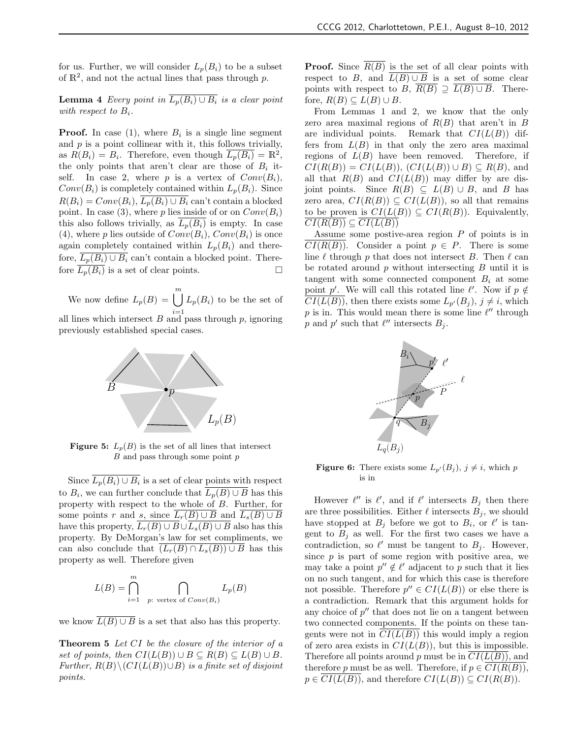for us. Further, we will consider $L_p(B_i)$ to be a subset of $\mathbb{R}^2$, and not the actual lines that pass through $p$.

**Lemma 4** *Every point in $\overline{L_p(B_i) \cup B_i}$ is a clear point with respect to $B_i$.*

**Proof.** In case (1), where $B_i$ is a single line segment and $p$ is a point collinear with it, this follows trivially, as $R(B_i) = B_i$. Therefore, even though $\overline{L_p(B_i)} = \mathbb{R}^2$, the only points that aren't clear are those of $B_i$ itself. In case 2, where $p$ is a vertex of $Conv(B_i)$, $Conv(B_i)$ is completely contained within $L_p(B_i)$. Since $R(B_i) = Conv(B_i)$, $\overline{L_p(B_i) \cup B_i}$ can't contain a blocked point. In case (3), where $p$ lies inside of or on $Conv(B_i)$ this also follows trivially, as $\overline{L_p(B_i)}$ is empty. In case (4), where $p$ lies outside of $Conv(B_i)$, $Conv(B_i)$ is once again completely contained within $L_p(B_i)$ and therefore, $\overline{L_p(B_i) \cup B_i}$ can't contain a blocked point. Therefore $\overline{L_p(B_i)}$ is a set of clear points. □

We now define $L_p(B) = \bigcup_{i=1}^{m} L_p(B_i)$ to be the set of all lines which intersect $B$ and pass through $p$, ignoring previously established special cases.

**Figure 5:** $L_p(B)$ is the set of all lines that intersect $B$ and pass through some point $p$

Since $\overline{L_p(B_i) \cup B_i}$ is a set of clear points with respect to $B_i$, we can further conclude that $\overline{L_p(B) \cup B}$ has this property with respect to the whole of $B$. Further, for some points $r$ and $s$, since $\overline{L_r(B) \cup B}$ and $\overline{L_s(B) \cup B}$ have this property, $\overline{L_r(B) \cup B} \cup \overline{L_s(B) \cup B}$ also has this property. By DeMorgan's law for set compliments, we can also conclude that $\overline{(L_r(B) \cap L_s(B)) \cup B}$ has this property as well. Therefore given

$$L(B) = \bigcap_{i=1}^{m} \bigcap_{p:\ \text{vertex of}\ Conv(B_i)} L_p(B)$$

we know $\overline{L(B) \cup B}$ is a set that also has this property.

**Theorem 5** *Let $CI$ be the closure of the interior of a set of points, then $CI(L(B)) \cup B \subseteq R(B) \subseteq L(B) \cup B$. Further, $R(B) \setminus (CI(L(B)) \cup B)$ is a finite set of disjoint points.*

**Proof.** Since $\overline{R(B)}$ is the set of all clear points with respect to $B$, and $\overline{L(B) \cup B}$ is a set of some clear points with respect to $B$, $\overline{R(B)} \supseteq \overline{L(B) \cup B}$. Therefore, $R(B) \subseteq L(B) \cup B$.

From Lemmas 1 and 2, we know that the only zero area maximal regions of $R(B)$ that aren't in $B$ are individual points. Remark that $CI(L(B))$ differs from $L(B)$ in that only the zero area maximal regions of $L(B)$ have been removed. Therefore, if $CI(R(B)) = CI(L(B))$, $(CI(L(B)) \cup B) \subseteq R(B)$, and all that $R(B)$ and $CI(L(B))$ may differ by are disjoint points. Since $R(B) \subseteq L(B) \cup B$, and $B$ has zero area, $CI(R(B)) \subseteq CI(L(B))$, so all that remains to be proven is $CI(L(B)) \subseteq CI(R(B))$. Equivalently, $\overline{CI(R(B))} \subseteq \overline{CI(L(B))}$

Assume some postive-area region $P$ of points is in $\overline{CI(R(B))}$. Consider a point $p \in P$. There is some line $\ell$ through $p$ that does not intersect $B$. Then $\ell$ can be rotated around $p$ without intersecting $B$ until it is tangent with some connected component $B_i$ at some point $p'$. We will call this rotated line $\ell'$. Now if $p \notin \overline{CI(L(B))}$, then there exists some $L_{p'}(B_j)$, $j \neq i$, which $p$ is in. This would mean there is some line $\ell''$ through $p$ and $p'$ such that $\ell''$ intersects $B_j$.

**Figure 6:** There exists some $L_{p'}(B_j)$, $j \neq i$, which $p$ is in

However $\ell''$ is $\ell'$, and if $\ell'$ intersects $B_j$ then there are three possibilities. Either $\ell$ intersects $B_j$, we should have stopped at $B_j$ before we got to $B_i$, or $\ell'$ is tangent to $B_j$ as well. For the first two cases we have a contradiction, so $\ell'$ must be tangent to $B_j$. However, since $p$ is part of some region with positive area, we may take a point $p'' \notin \ell'$ adjacent to $p$ such that it lies on no such tangent, and for which this case is therefore not possible. Therefore $p'' \in CI(L(B))$ or else there is a contradiction. Remark that this argument holds for any choice of $p''$ that does not lie on a tangent between two connected components. If the points on these tangents were not in $\overline{CI(L(B))}$ this would imply a region of zero area exists in $CI(L(B))$, but this is impossible. Therefore all points around $p$ must be in $\overline{CI(L(B))}$, and therefore $p$ must be as well. Therefore, if $p \in \overline{CI(R(B))}$, $p \in \overline{CI(L(B))}$, and therefore $CI(L(B)) \subseteq CI(R(B))$.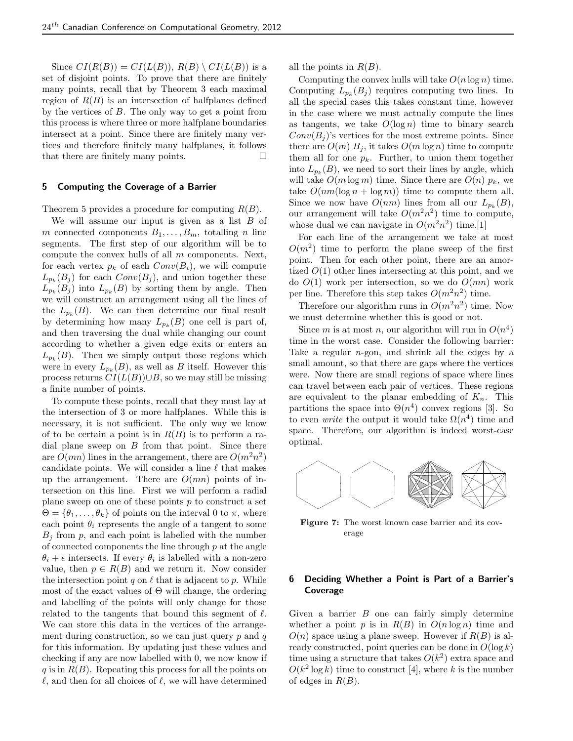Since $CI(R(B)) = CI(L(B))$, $R(B) \setminus CI(L(B))$ is a set of disjoint points. To prove that there are finitely many points, recall that by Theorem 3 each maximal region of $R(B)$ is an intersection of halfplanes defined by the vertices of $B$. The only way to get a point from this process is where three or more halfplane boundaries intersect at a point. Since there are finitely many vertices and therefore finitely many halfplanes, it follows that there are finitely many points. □

## 5 Computing the Coverage of a Barrier

Theorem 5 provides a procedure for computing $R(B)$.

We will assume our input is given as a list $B$ of $m$ connected components $B_1, \ldots, B_m$, totalling $n$ line segments. The first step of our algorithm will be to compute the convex hulls of all $m$ components. Next, for each vertex $p_k$ of each $Conv(B_i)$, we will compute $L_{p_k}(B_j)$ for each $Conv(B_j)$, and union together these $L_{p_k}(B_j)$ into $L_{p_k}(B)$ by sorting them by angle. Then we will construct an arrangement using all the lines of the $L_{p_k}(B)$. We can then determine our final result by determining how many $L_{p_k}(B)$ one cell is part of, and then traversing the dual while changing our count according to whether a given edge exits or enters an $L_{p_k}(B)$. Then we simply output those regions which were in every $L_{p_k}(B)$, as well as $B$ itself. However this process returns $CI(L(B)) \cup B$, so we may still be missing a finite number of points.

To compute these points, recall that they must lay at the intersection of 3 or more halfplanes. While this is necessary, it is not sufficient. The only way we know of to be certain a point is in $R(B)$ is to perform a radial plane sweep on $B$ from that point. Since there are $O(mn)$ lines in the arrangement, there are $O(m^2n^2)$ candidate points. We will consider a line $\ell$ that makes up the arrangement. There are $O(mn)$ points of intersection on this line. First we will perform a radial plane sweep on one of these points $p$ to construct a set $\Theta = \{\theta_1, \ldots, \theta_k\}$ of points on the interval 0 to $\pi$, where each point $\theta_i$ represents the angle of a tangent to some $B_j$ from $p$, and each point is labelled with the number of connected components the line through $p$ at the angle $\theta_i + \epsilon$ intersects. If every $\theta_i$ is labelled with a non-zero value, then $p \in R(B)$ and we return it. Now consider the intersection point $q$ on $\ell$ that is adjacent to $p$. While most of the exact values of $\Theta$ will change, the ordering and labelling of the points will only change for those related to the tangents that bound this segment of $\ell$. We can store this data in the vertices of the arrangement during construction, so we can just query $p$ and $q$ for this information. By updating just these values and checking if any are now labelled with 0, we now know if $q$ is in $R(B)$. Repeating this process for all the points on $\ell$, and then for all choices of $\ell$, we will have determined all the points in $R(B)$.

Computing the convex hulls will take $O(n \log n)$ time. Computing $L_{p_k}(B_j)$ requires computing two lines. In all the special cases this takes constant time, however in the case where we must actually compute the lines as tangents, we take $O(\log n)$ time to binary search $Conv(B_j)$'s vertices for the most extreme points. Since there are $O(m)$ $B_j$, it takes $O(m \log n)$ time to compute them all for one $p_k$. Further, to union them together into $L_{p_k}(B)$, we need to sort their lines by angle, which will take $O(m \log m)$ time. Since there are $O(n)$ $p_k$, we take $O(nm(\log n + \log m))$ time to compute them all. Since we now have $O(nm)$ lines from all our $L_{p_k}(B)$, our arrangement will take $O(m^2n^2)$ time to compute, whose dual we can navigate in $O(m^2n^2)$ time.[1]

For each line of the arrangement we take at most $O(m^2)$ time to perform the plane sweep of the first point. Then for each other point, there are an amortized $O(1)$ other lines intersecting at this point, and we do $O(1)$ work per intersection, so we do $O(mn)$ work per line. Therefore this step takes $O(m^2n^2)$ time.

Therefore our algorithm runs in $O(m^2n^2)$ time. Now we must determine whether this is good or not.

Since $m$ is at most $n$, our algorithm will run in $O(n^4)$ time in the worst case. Consider the following barrier: Take a regular $n$-gon, and shrink all the edges by a small amount, so that there are gaps where the vertices were. Now there are small regions of space where lines can travel between each pair of vertices. These regions are equivalent to the planar embedding of $K_n$. This partitions the space into $\Theta(n^4)$ convex regions [3]. So to even *write* the output it would take $\Omega(n^4)$ time and space. Therefore, our algorithm is indeed worst-case optimal.

**Figure 7:** The worst known case barrier and its coverage

## 6 Deciding Whether a Point is Part of a Barrier's Coverage

Given a barrier $B$ one can fairly simply determine whether a point $p$ is in $R(B)$ in $O(n \log n)$ time and $O(n)$ space using a plane sweep. However if $R(B)$ is already constructed, point queries can be done in $O(\log k)$ time using a structure that takes $O(k^2)$ extra space and $O(k^2 \log k)$ time to construct [4], where $k$ is the number of edges in $R(B)$.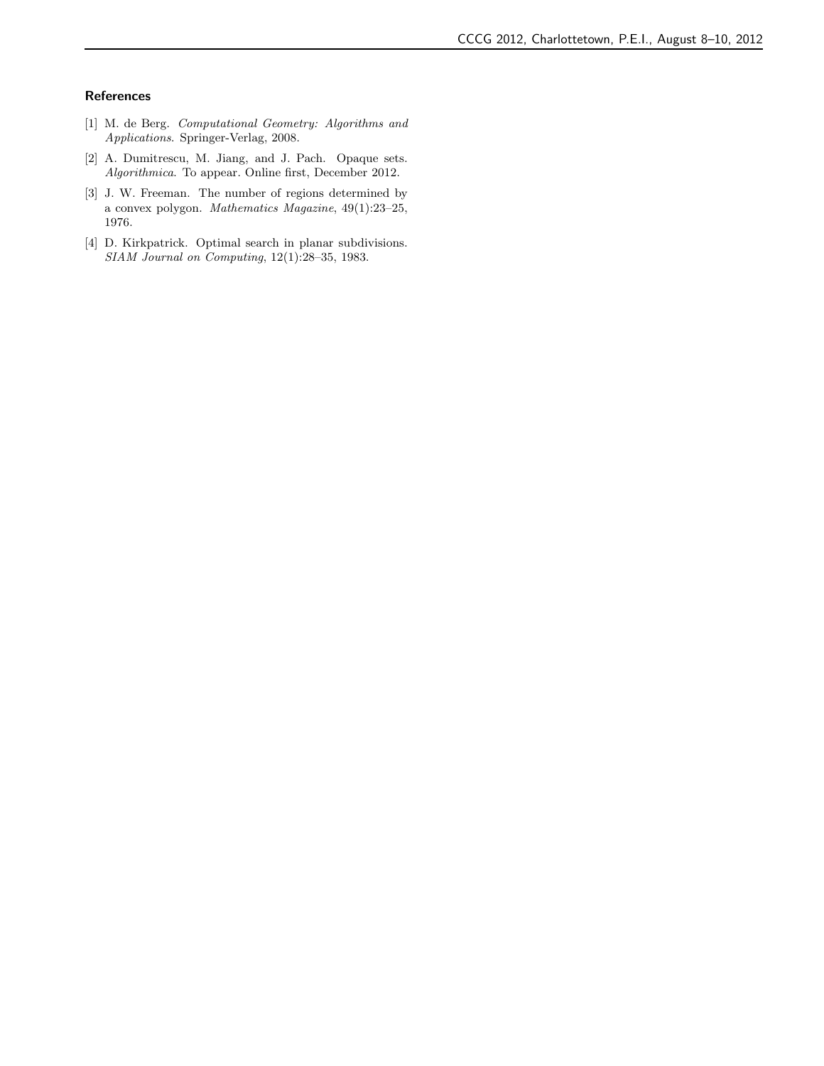## References

[1] M. de Berg. *Computational Geometry: Algorithms and Applications*. Springer-Verlag, 2008.

[2] A. Dumitrescu, M. Jiang, and J. Pach. Opaque sets. *Algorithmica*. To appear. Online first, December 2012.

[3] J. W. Freeman. The number of regions determined by a convex polygon. *Mathematics Magazine*, 49(1):23–25, 1976.

[4] D. Kirkpatrick. Optimal search in planar subdivisions. *SIAM Journal on Computing*, 12(1):28–35, 1983.